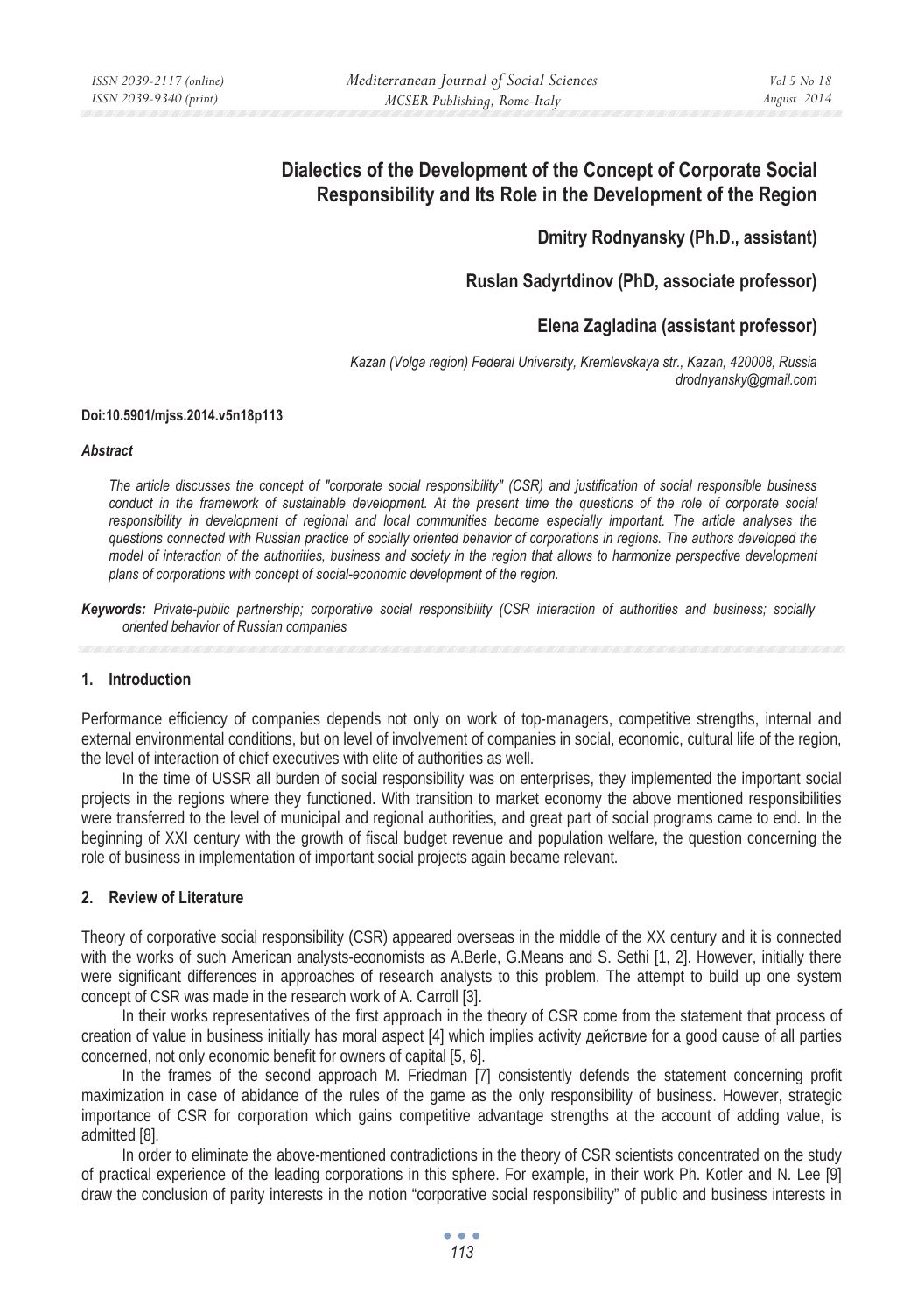# Dialectics of the Development of the Concept of Corporate Social Responsibility and Its Role in the Development of the Region

**Dmitry Rodnyansky (Ph.D., assistant)**

**Ruslan Sadyrtdinov (PhD, associate professor)**

**Elena Zagladina (assistant professor)**

*Kazan (Volga region) Federal University, Kremlevskaya str., Kazan, 420008, Russia*
*drodnyansky@gmail.com*

**Doi:10.5901/mjss.2014.v5n18p113**

***Abstract***

*The article discusses the concept of "corporate social responsibility" (CSR) and justification of social responsible business conduct in the framework of sustainable development. At the present time the questions of the role of corporate social responsibility in development of regional and local communities become especially important. The article analyses the questions connected with Russian practice of socially oriented behavior of corporations in regions. The authors developed the model of interaction of the authorities, business and society in the region that allows to harmonize perspective development plans of corporations with concept of social-economic development of the region.*

***Keywords:*** *Private-public partnership; corporative social responsibility (CSR interaction of authorities and business; socially oriented behavior of Russian companies*

## 1. Introduction

Performance efficiency of companies depends not only on work of top-managers, competitive strengths, internal and external environmental conditions, but on level of involvement of companies in social, economic, cultural life of the region, the level of interaction of chief executives with elite of authorities as well.

In the time of USSR all burden of social responsibility was on enterprises, they implemented the important social projects in the regions where they functioned. With transition to market economy the above mentioned responsibilities were transferred to the level of municipal and regional authorities, and great part of social programs came to end. In the beginning of XXI century with the growth of fiscal budget revenue and population welfare, the question concerning the role of business in implementation of important social projects again became relevant.

## 2. Review of Literature

Theory of corporative social responsibility (CSR) appeared overseas in the middle of the XX century and it is connected with the works of such American analysts-economists as A.Berle, G.Means and S. Sethi [1, 2]. However, initially there were significant differences in approaches of research analysts to this problem. The attempt to build up one system concept of CSR was made in the research work of A. Carroll [3].

In their works representatives of the first approach in the theory of CSR come from the statement that process of creation of value in business initially has moral aspect [4] which implies activity действие for a good cause of all parties concerned, not only economic benefit for owners of capital [5, 6].

In the frames of the second approach M. Friedman [7] consistently defends the statement concerning profit maximization in case of abidance of the rules of the game as the only responsibility of business. However, strategic importance of CSR for corporation which gains competitive advantage strengths at the account of adding value, is admitted [8].

In order to eliminate the above-mentioned contradictions in the theory of CSR scientists concentrated on the study of practical experience of the leading corporations in this sphere. For example, in their work Ph. Kotler and N. Lee [9] draw the conclusion of parity interests in the notion "corporative social responsibility" of public and business interests in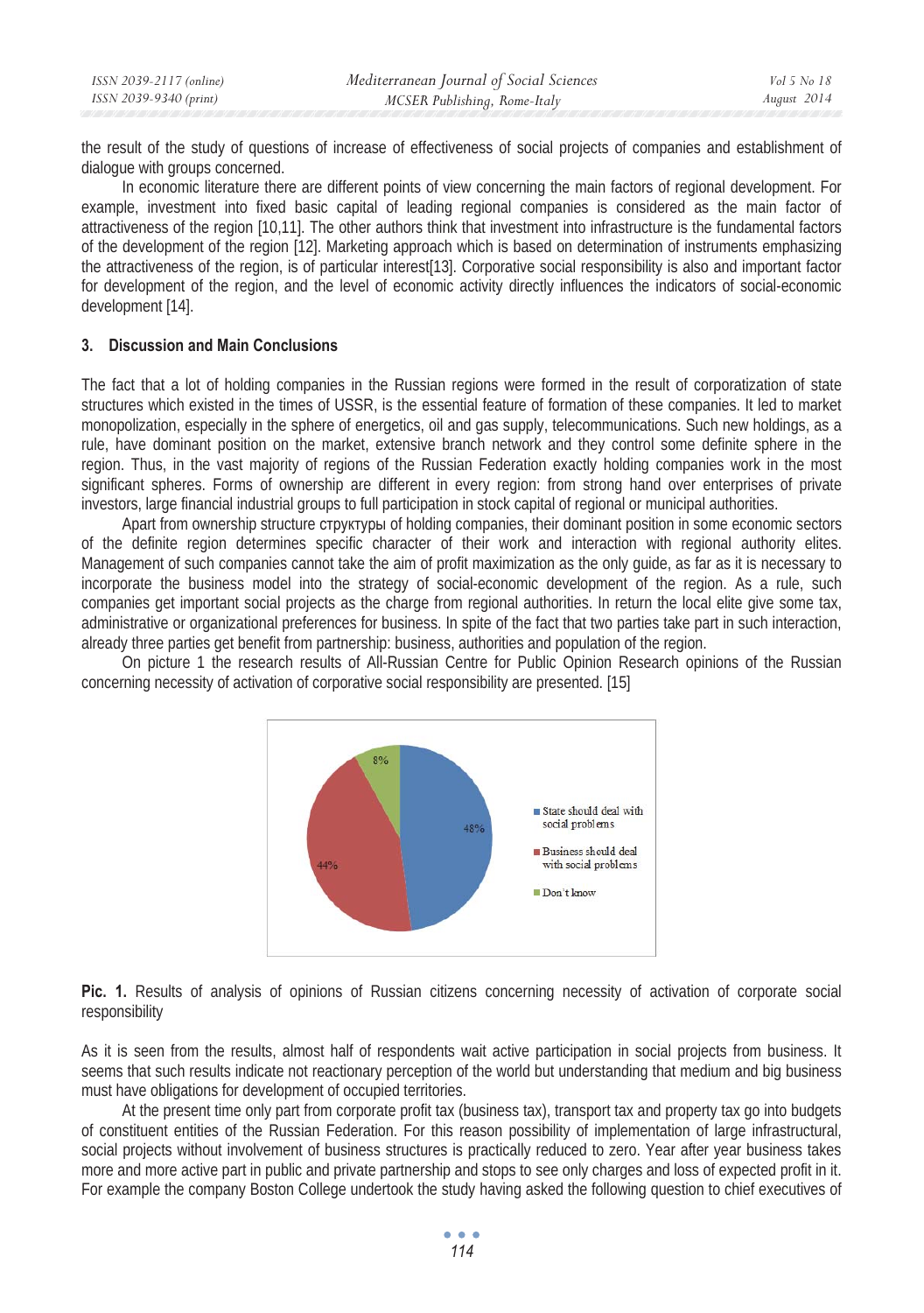the result of the study of questions of increase of effectiveness of social projects of companies and establishment of dialogue with groups concerned.

In economic literature there are different points of view concerning the main factors of regional development. For example, investment into fixed basic capital of leading regional companies is considered as the main factor of attractiveness of the region [10,11]. The other authors think that investment into infrastructure is the fundamental factors of the development of the region [12]. Marketing approach which is based on determination of instruments emphasizing the attractiveness of the region, is of particular interest[13]. Corporative social responsibility is also and important factor for development of the region, and the level of economic activity directly influences the indicators of social-economic development [14].

## 3. Discussion and Main Conclusions

The fact that a lot of holding companies in the Russian regions were formed in the result of corporatization of state structures which existed in the times of USSR, is the essential feature of formation of these companies. It led to market monopolization, especially in the sphere of energetics, oil and gas supply, telecommunications. Such new holdings, as a rule, have dominant position on the market, extensive branch network and they control some definite sphere in the region. Thus, in the vast majority of regions of the Russian Federation exactly holding companies work in the most significant spheres. Forms of ownership are different in every region: from strong hand over enterprises of private investors, large financial industrial groups to full participation in stock capital of regional or municipal authorities.

Apart from ownership structure структуры of holding companies, their dominant position in some economic sectors of the definite region determines specific character of their work and interaction with regional authority elites. Management of such companies cannot take the aim of profit maximization as the only guide, as far as it is necessary to incorporate the business model into the strategy of social-economic development of the region. As a rule, such companies get important social projects as the charge from regional authorities. In return the local elite give some tax, administrative or organizational preferences for business. In spite of the fact that two parties take part in such interaction, already three parties get benefit from partnership: business, authorities and population of the region.

On picture 1 the research results of All-Russian Centre for Public Opinion Research opinions of the Russian concerning necessity of activation of corporative social responsibility are presented. [15]

8%
48%
44%
State should deal with social problems
Business should deal with social problems
Don't know

**Pic. 1.** Results of analysis of opinions of Russian citizens concerning necessity of activation of corporate social responsibility

As it is seen from the results, almost half of respondents wait active participation in social projects from business. It seems that such results indicate not reactionary perception of the world but understanding that medium and big business must have obligations for development of occupied territories.

At the present time only part from corporate profit tax (business tax), transport tax and property tax go into budgets of constituent entities of the Russian Federation. For this reason possibility of implementation of large infrastructural, social projects without involvement of business structures is practically reduced to zero. Year after year business takes more and more active part in public and private partnership and stops to see only charges and loss of expected profit in it. For example the company Boston College undertook the study having asked the following question to chief executives of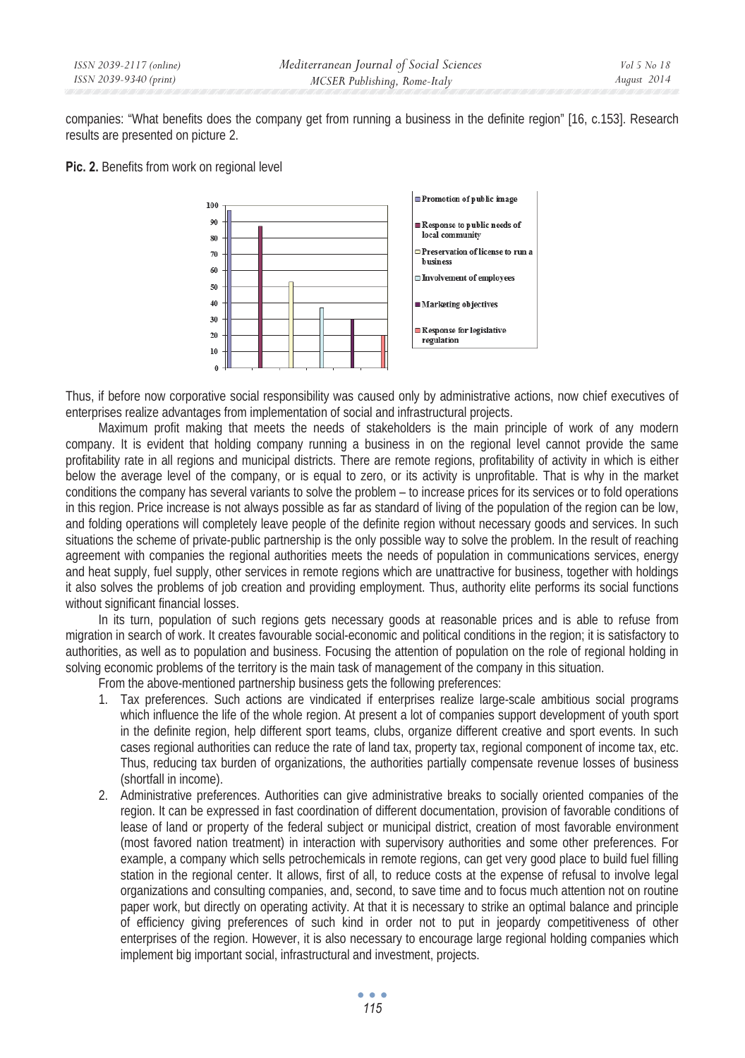companies: "What benefits does the company get from running a business in the definite region" [16, c.153]. Research results are presented on picture 2.

**Pic. 2.** Benefits from work on regional level

Thus, if before now corporative social responsibility was caused only by administrative actions, now chief executives of enterprises realize advantages from implementation of social and infrastructural projects.

Maximum profit making that meets the needs of stakeholders is the main principle of work of any modern company. It is evident that holding company running a business in on the regional level cannot provide the same profitability rate in all regions and municipal districts. There are remote regions, profitability of activity in which is either below the average level of the company, or is equal to zero, or its activity is unprofitable. That is why in the market conditions the company has several variants to solve the problem – to increase prices for its services or to fold operations in this region. Price increase is not always possible as far as standard of living of the population of the region can be low, and folding operations will completely leave people of the definite region without necessary goods and services. In such situations the scheme of private-public partnership is the only possible way to solve the problem. In the result of reaching agreement with companies the regional authorities meets the needs of population in communications services, energy and heat supply, fuel supply, other services in remote regions which are unattractive for business, together with holdings it also solves the problems of job creation and providing employment. Thus, authority elite performs its social functions without significant financial losses.

In its turn, population of such regions gets necessary goods at reasonable prices and is able to refuse from migration in search of work. It creates favourable social-economic and political conditions in the region; it is satisfactory to authorities, as well as to population and business. Focusing the attention of population on the role of regional holding in solving economic problems of the territory is the main task of management of the company in this situation.

From the above-mentioned partnership business gets the following preferences:

1. Tax preferences. Such actions are vindicated if enterprises realize large-scale ambitious social programs which influence the life of the whole region. At present a lot of companies support development of youth sport in the definite region, help different sport teams, clubs, organize different creative and sport events. In such cases regional authorities can reduce the rate of land tax, property tax, regional component of income tax, etc. Thus, reducing tax burden of organizations, the authorities partially compensate revenue losses of business (shortfall in income).
2. Administrative preferences. Authorities can give administrative breaks to socially oriented companies of the region. It can be expressed in fast coordination of different documentation, provision of favorable conditions of lease of land or property of the federal subject or municipal district, creation of most favorable environment (most favored nation treatment) in interaction with supervisory authorities and some other preferences. For example, a company which sells petrochemicals in remote regions, can get very good place to build fuel filling station in the regional center. It allows, first of all, to reduce costs at the expense of refusal to involve legal organizations and consulting companies, and, second, to save time and to focus much attention not on routine paper work, but directly on operating activity. At that it is necessary to strike an optimal balance and principle of efficiency giving preferences of such kind in order not to put in jeopardy competitiveness of other enterprises of the region. However, it is also necessary to encourage large regional holding companies which implement big important social, infrastructural and investment, projects.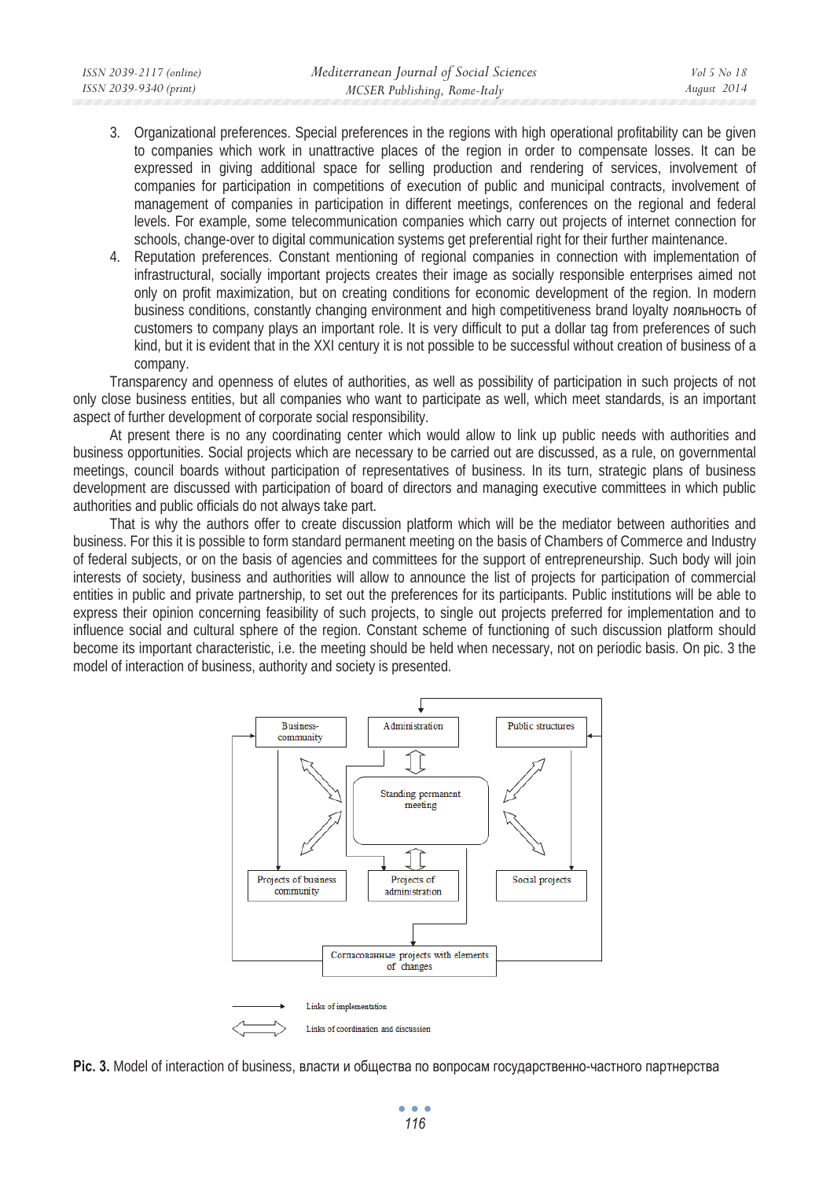3. Organizational preferences. Special preferences in the regions with high operational profitability can be given to companies which work in unattractive places of the region in order to compensate losses. It can be expressed in giving additional space for selling production and rendering of services, involvement of companies for participation in competitions of execution of public and municipal contracts, involvement of management of companies in participation in different meetings, conferences on the regional and federal levels. For example, some telecommunication companies which carry out projects of internet connection for schools, change-over to digital communication systems get preferential right for their further maintenance.
4. Reputation preferences. Constant mentioning of regional companies in connection with implementation of infrastructural, socially important projects creates their image as socially responsible enterprises aimed not only on profit maximization, but on creating conditions for economic development of the region. In modern business conditions, constantly changing environment and high competitiveness brand loyalty лояльность of customers to company plays an important role. It is very difficult to put a dollar tag from preferences of such kind, but it is evident that in the XXI century it is not possible to be successful without creation of business of a company.

Transparency and openness of elutes of authorities, as well as possibility of participation in such projects of not only close business entities, but all companies who want to participate as well, which meet standards, is an important aspect of further development of corporate social responsibility.

At present there is no any coordinating center which would allow to link up public needs with authorities and business opportunities. Social projects which are necessary to be carried out are discussed, as a rule, on governmental meetings, council boards without participation of representatives of business. In its turn, strategic plans of business development are discussed with participation of board of directors and managing executive committees in which public authorities and public officials do not always take part.

That is why the authors offer to create discussion platform which will be the mediator between authorities and business. For this it is possible to form standard permanent meeting on the basis of Chambers of Commerce and Industry of federal subjects, or on the basis of agencies and committees for the support of entrepreneurship. Such body will join interests of society, business and authorities will allow to announce the list of projects for participation of commercial entities in public and private partnership, to set out the preferences for its participants. Public institutions will be able to express their opinion concerning feasibility of such projects, to single out projects preferred for implementation and to influence social and cultural sphere of the region. Constant scheme of functioning of such discussion platform should become its important characteristic, i.e. the meeting should be held when necessary, not on periodic basis. On pic. 3 the model of interaction of business, authority and society is presented.

Business-community

Administration

Public structures

Standing permanent meeting

Projects of business community

Projects of administration

Social projects

Согласованные projects with elements of changes

Links of implementation

Links of coordination and discussion

**Pic. 3.** Model of interaction of business, власти и общества по вопросам государственно-частного партнерства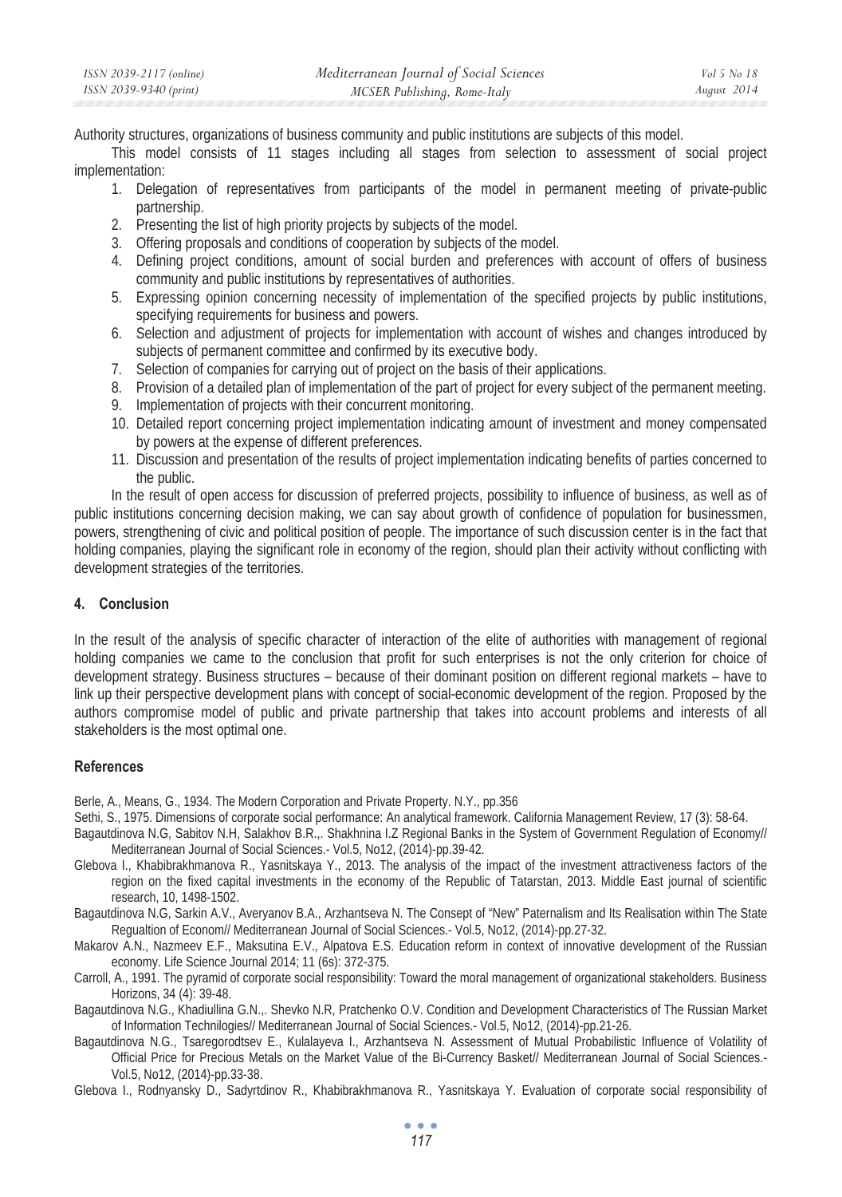Authority structures, organizations of business community and public institutions are subjects of this model.

This model consists of 11 stages including all stages from selection to assessment of social project implementation:

1. Delegation of representatives from participants of the model in permanent meeting of private-public partnership.
2. Presenting the list of high priority projects by subjects of the model.
3. Offering proposals and conditions of cooperation by subjects of the model.
4. Defining project conditions, amount of social burden and preferences with account of offers of business community and public institutions by representatives of authorities.
5. Expressing opinion concerning necessity of implementation of the specified projects by public institutions, specifying requirements for business and powers.
6. Selection and adjustment of projects for implementation with account of wishes and changes introduced by subjects of permanent committee and confirmed by its executive body.
7. Selection of companies for carrying out of project on the basis of their applications.
8. Provision of a detailed plan of implementation of the part of project for every subject of the permanent meeting.
9. Implementation of projects with their concurrent monitoring.
10. Detailed report concerning project implementation indicating amount of investment and money compensated by powers at the expense of different preferences.
11. Discussion and presentation of the results of project implementation indicating benefits of parties concerned to the public.

In the result of open access for discussion of preferred projects, possibility to influence of business, as well as of public institutions concerning decision making, we can say about growth of confidence of population for businessmen, powers, strengthening of civic and political position of people. The importance of such discussion center is in the fact that holding companies, playing the significant role in economy of the region, should plan their activity without conflicting with development strategies of the territories.

## 4. Conclusion

In the result of the analysis of specific character of interaction of the elite of authorities with management of regional holding companies we came to the conclusion that profit for such enterprises is not the only criterion for choice of development strategy. Business structures – because of their dominant position on different regional markets – have to link up their perspective development plans with concept of social-economic development of the region. Proposed by the authors compromise model of public and private partnership that takes into account problems and interests of all stakeholders is the most optimal one.

## References

Berle, A., Means, G., 1934. The Modern Corporation and Private Property. N.Y., pp.356

Sethi, S., 1975. Dimensions of corporate social performance: An analytical framework. California Management Review, 17 (3): 58-64.

Bagautdinova N.G, Sabitov N.H, Salakhov B.R.,. Shakhnina I.Z Regional Banks in the System of Government Regulation of Economy// Mediterranean Journal of Social Sciences.- Vol.5, No12, (2014)-pp.39-42.

Glebova I., Khabibrakhmanova R., Yasnitskaya Y., 2013. The analysis of the impact of the investment attractiveness factors of the region on the fixed capital investments in the economy of the Republic of Tatarstan, 2013. Middle East journal of scientific research, 10, 1498-1502.

Bagautdinova N.G, Sarkin A.V., Averyanov B.A., Arzhantseva N. The Consept of "New" Paternalism and Its Realisation within The State Regualtion of Econom// Mediterranean Journal of Social Sciences.- Vol.5, No12, (2014)-pp.27-32.

Makarov A.N., Nazmeev E.F., Maksutina E.V., Alpatova E.S. Education reform in context of innovative development of the Russian economy. Life Science Journal 2014; 11 (6s): 372-375.

Carroll, A., 1991. The pyramid of corporate social responsibility: Toward the moral management of organizational stakeholders. Business Horizons, 34 (4): 39-48.

Bagautdinova N.G., Khadiullina G.N.,. Shevko N.R, Pratchenko O.V. Condition and Development Characteristics of The Russian Market of Information Technilogies// Mediterranean Journal of Social Sciences.- Vol.5, No12, (2014)-pp.21-26.

Bagautdinova N.G., Tsaregorodtsev E., Kulalayeva I., Arzhantseva N. Assessment of Mutual Probabilistic Influence of Volatility of Official Price for Precious Metals on the Market Value of the Bi-Currency Basket// Mediterranean Journal of Social Sciences.- Vol.5, No12, (2014)-pp.33-38.

Glebova I., Rodnyansky D., Sadyrtdinov R., Khabibrakhmanova R., Yasnitskaya Y. Evaluation of corporate social responsibility of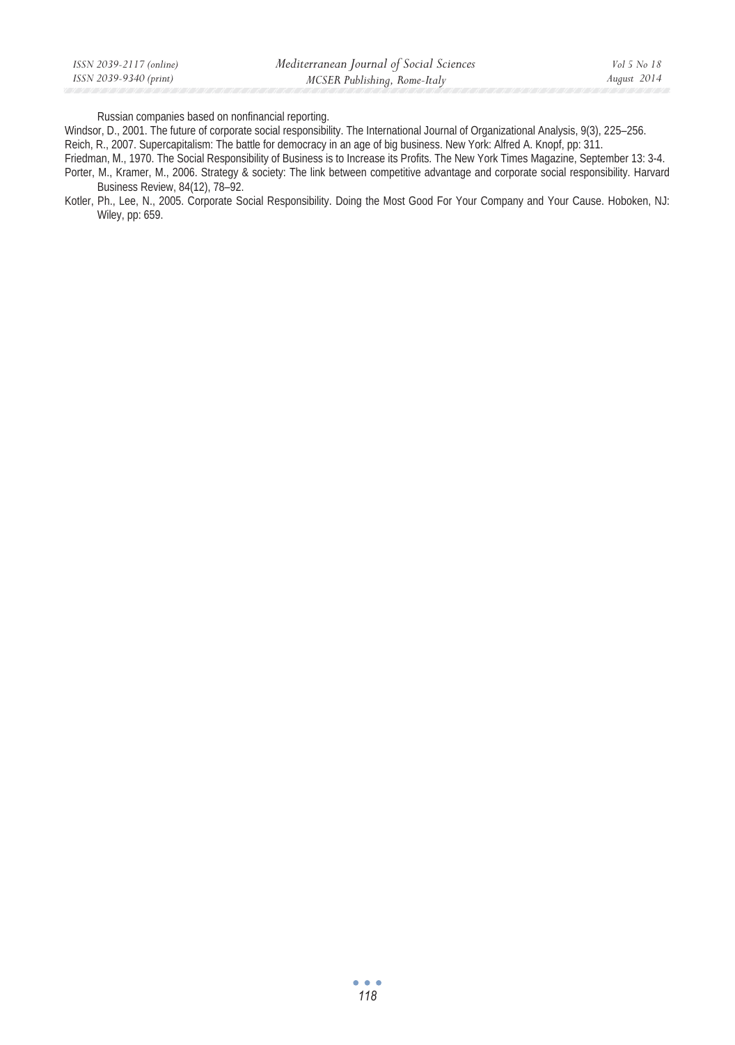Russian companies based on nonfinancial reporting.

Windsor, D., 2001. The future of corporate social responsibility. The International Journal of Organizational Analysis, 9(3), 225–256.

Reich, R., 2007. Supercapitalism: The battle for democracy in an age of big business. New York: Alfred A. Knopf, pp: 311.

Friedman, M., 1970. The Social Responsibility of Business is to Increase its Profits. The New York Times Magazine, September 13: 3-4.

Porter, M., Kramer, M., 2006. Strategy & society: The link between competitive advantage and corporate social responsibility. Harvard Business Review, 84(12), 78–92.

Kotler, Ph., Lee, N., 2005. Corporate Social Responsibility. Doing the Most Good For Your Company and Your Cause. Hoboken, NJ: Wiley, pp: 659.